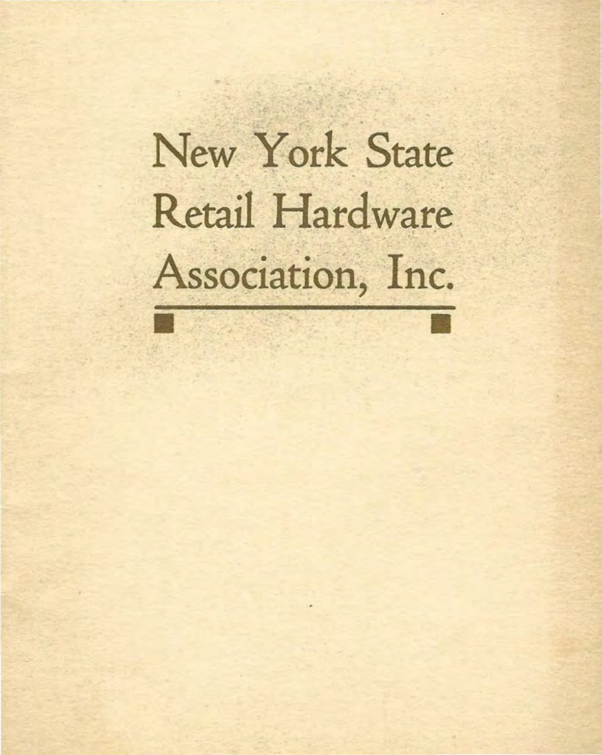# New York State Retail Hardware Association, Inc.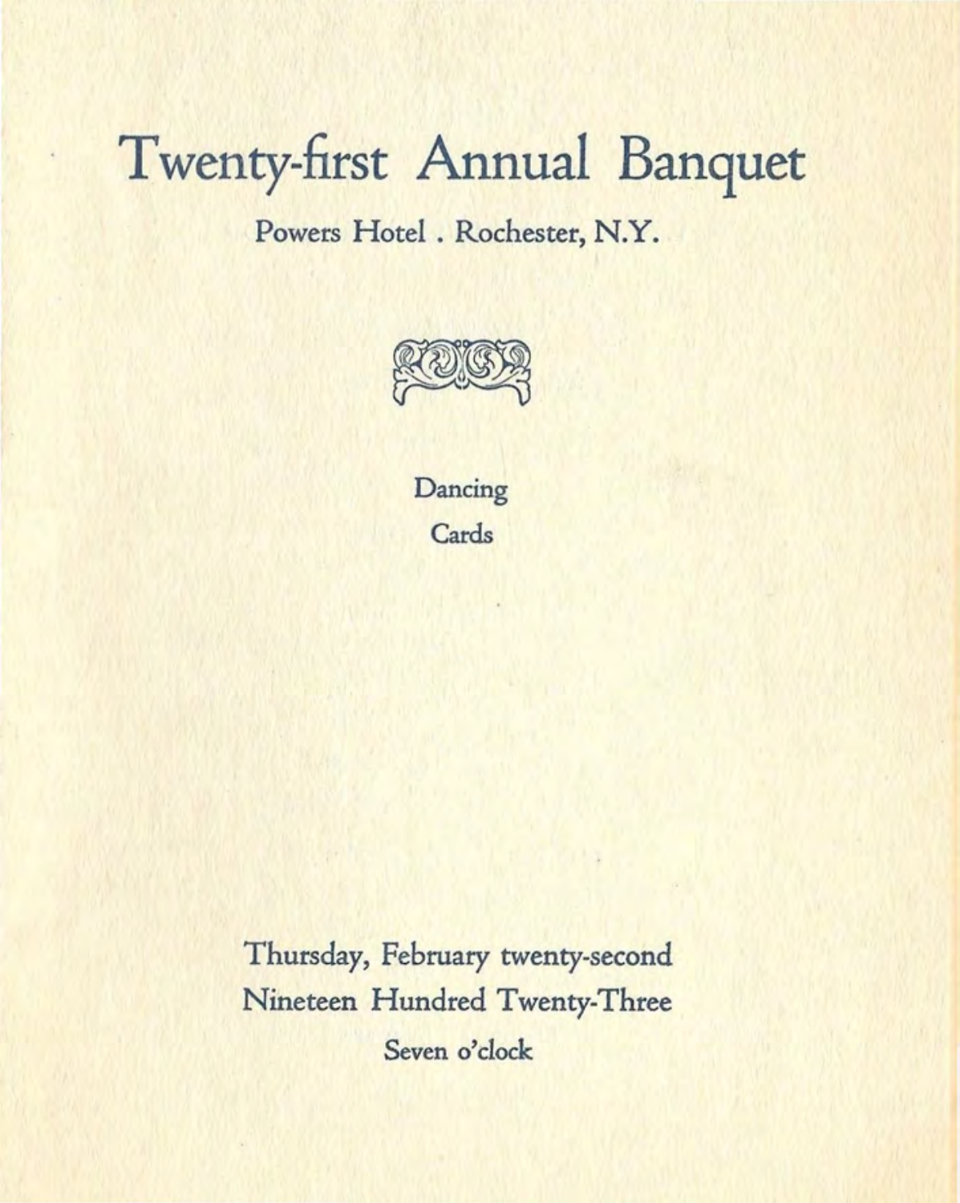# Twenty-first Annual Banquet

Powers Hotel . Rochester, N.Y.

Dancing

Cards

Thursday, February twenty-second

Nineteen Hundred Twenty-Three

Seven o'clock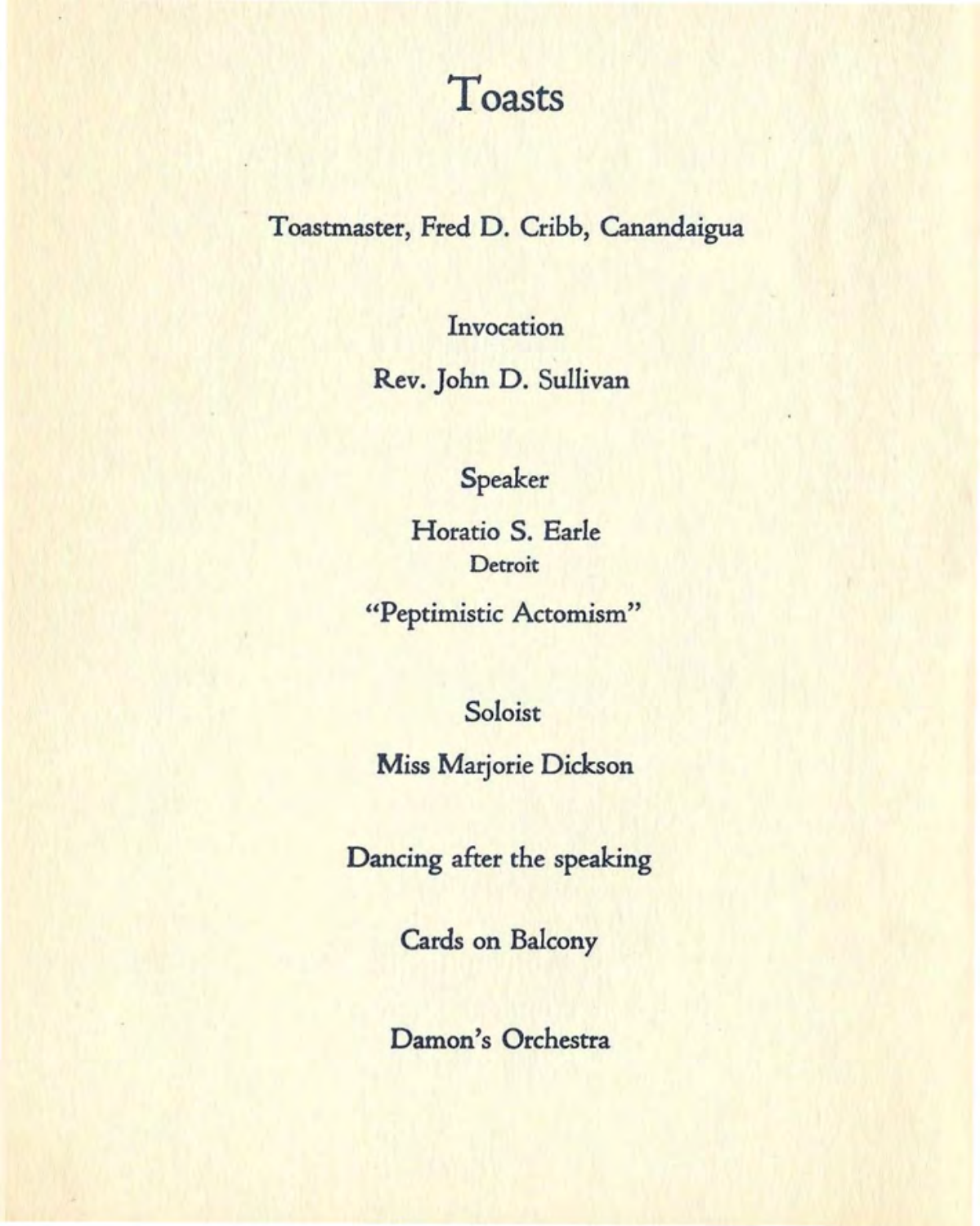# Toasts

Toastmaster, Fred D. Cribb, Canandaigua

Invocation

Rev. John D. Sullivan

Speaker

Horatio S. Earle

Detroit

"Peptimistic Actomism"

Soloist

Miss Marjorie Dickson

Dancing after the speaking

Cards on Balcony

Damon's Orchestra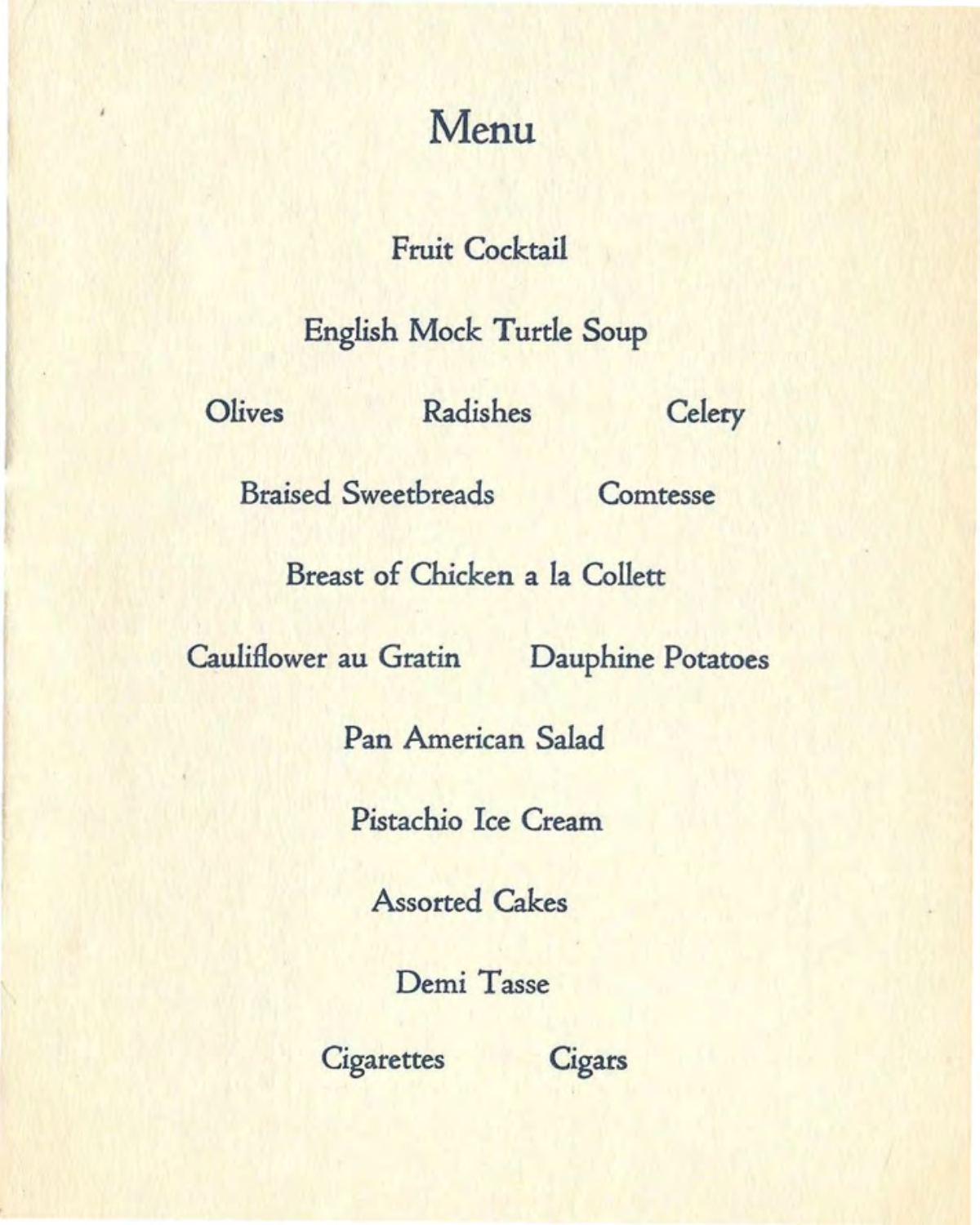# Menu

Fruit Cocktail

English Mock Turtle Soup

Olives Radishes Celery

Braised Sweetbreads Comtesse

Breast of Chicken a la Collett

Cauliflower au Gratin Dauphine Potatoes

Pan American Salad

Pistachio Ice Cream

Assorted Cakes

Demi Tasse

Cigarettes Cigars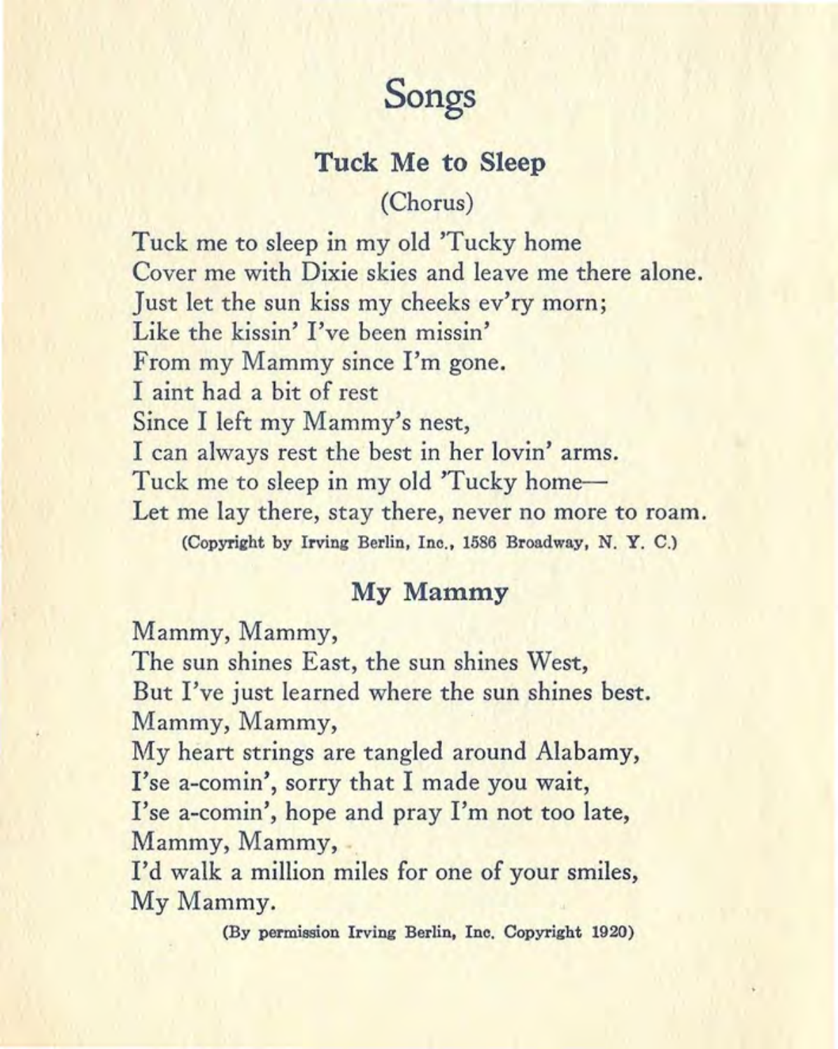# Songs

## Tuck Me to Sleep

(Chorus)

Tuck me to sleep in my old 'Tucky home
Cover me with Dixie skies and leave me there alone.
Just let the sun kiss my cheeks ev'ry morn;
Like the kissin' I've been missin'
From my Mammy since I'm gone.
I aint had a bit of rest
Since I left my Mammy's nest,
I can always rest the best in her lovin' arms.
Tuck me to sleep in my old 'Tucky home—
Let me lay there, stay there, never no more to roam.

**(Copyright by Irving Berlin, Inc., 1586 Broadway, N. Y. C.)**

## My Mammy

Mammy, Mammy,
The sun shines East, the sun shines West,
But I've just learned where the sun shines best.
Mammy, Mammy,
My heart strings are tangled around Alabamy,
I'se a-comin', sorry that I made you wait,
I'se a-comin', hope and pray I'm not too late,
Mammy, Mammy,
I'd walk a million miles for one of your smiles,
My Mammy.

**(By permission Irving Berlin, Inc. Copyright 1920)**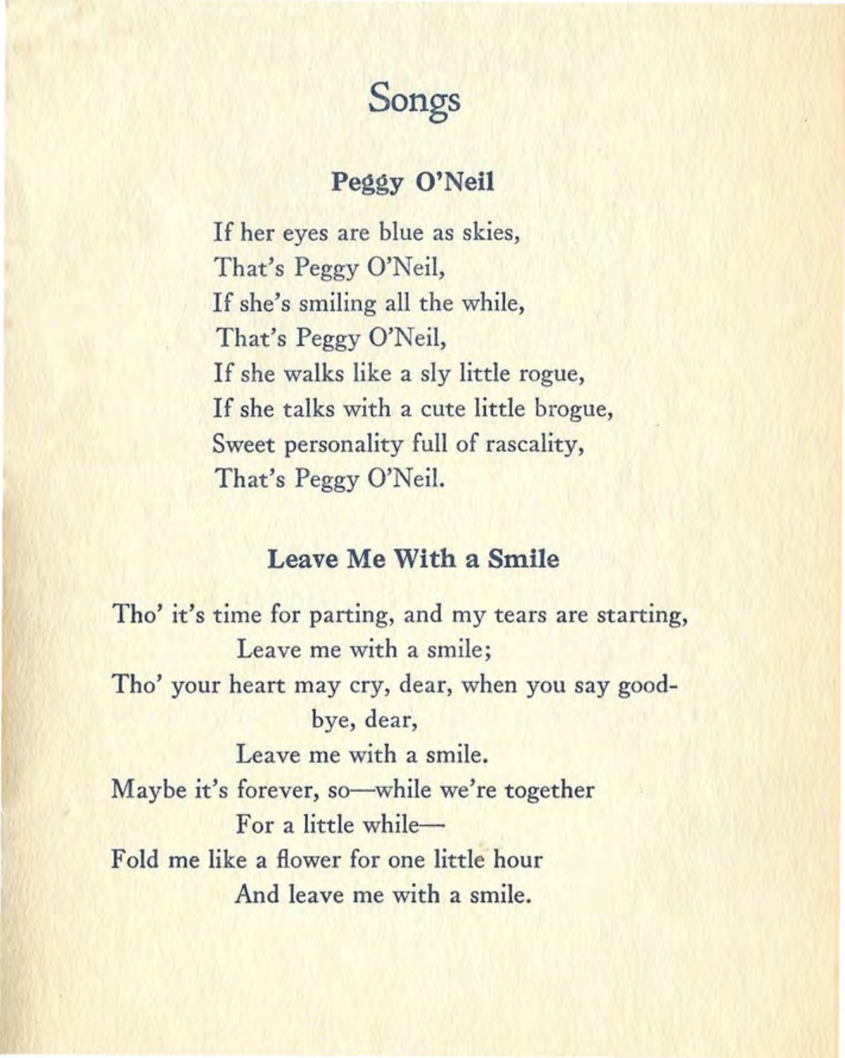# Songs

## Peggy O'Neil

If her eyes are blue as skies,
That's Peggy O'Neil,
If she's smiling all the while,
That's Peggy O'Neil,
If she walks like a sly little rogue,
If she talks with a cute little brogue,
Sweet personality full of rascality,
That's Peggy O'Neil.

## Leave Me With a Smile

Tho' it's time for parting, and my tears are starting,
Leave me with a smile;
Tho' your heart may cry, dear, when you say good-bye, dear,
Leave me with a smile.
Maybe it's forever, so—while we're together
For a little while—
Fold me like a flower for one little hour
And leave me with a smile.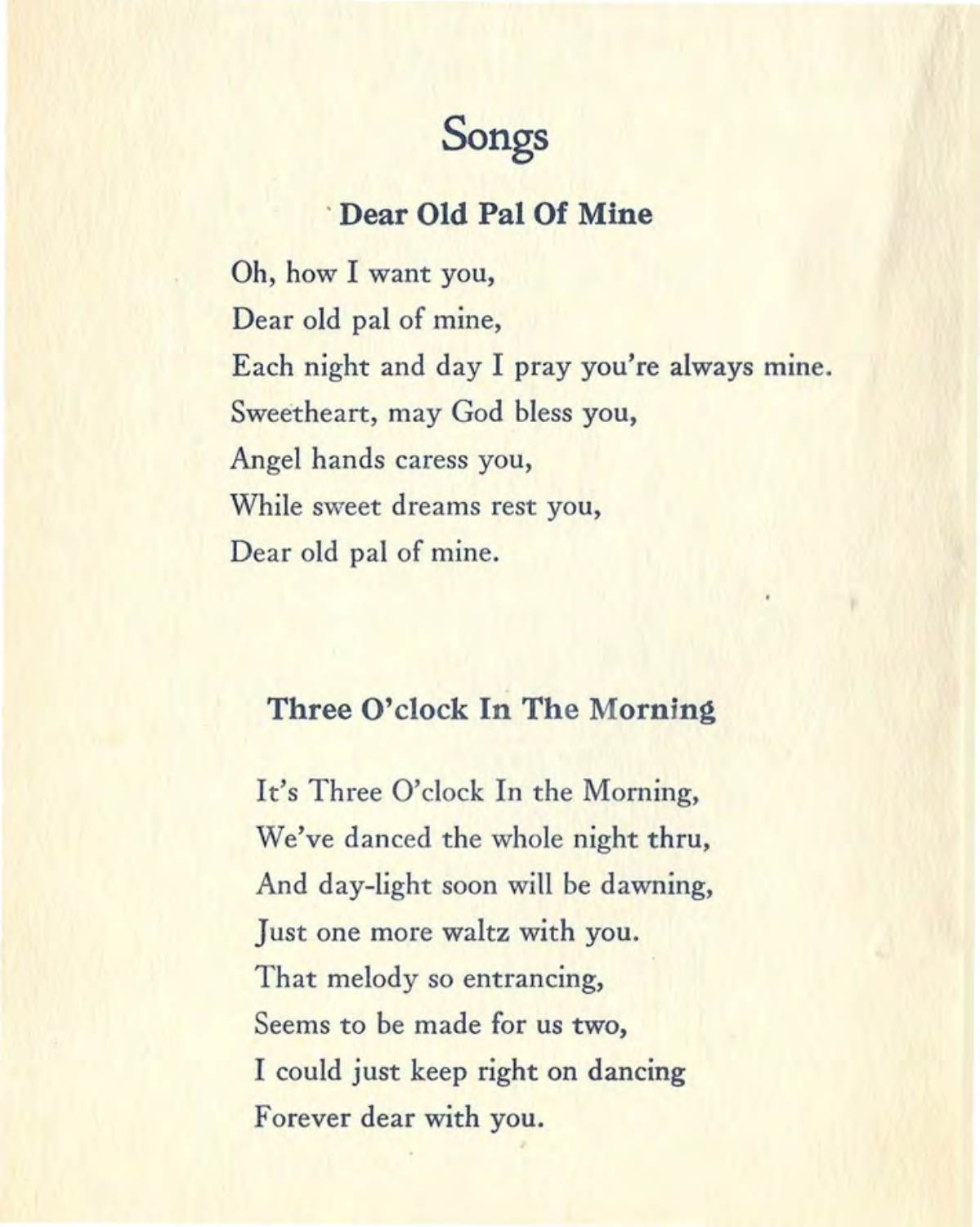# Songs

## Dear Old Pal Of Mine

Oh, how I want you,
Dear old pal of mine,
Each night and day I pray you're always mine.
Sweetheart, may God bless you,
Angel hands caress you,
While sweet dreams rest you,
Dear old pal of mine.

## Three O'clock In The Morning

It's Three O'clock In the Morning,
We've danced the whole night thru,
And day-light soon will be dawning,
Just one more waltz with you.
That melody so entrancing,
Seems to be made for us two,
I could just keep right on dancing
Forever dear with you.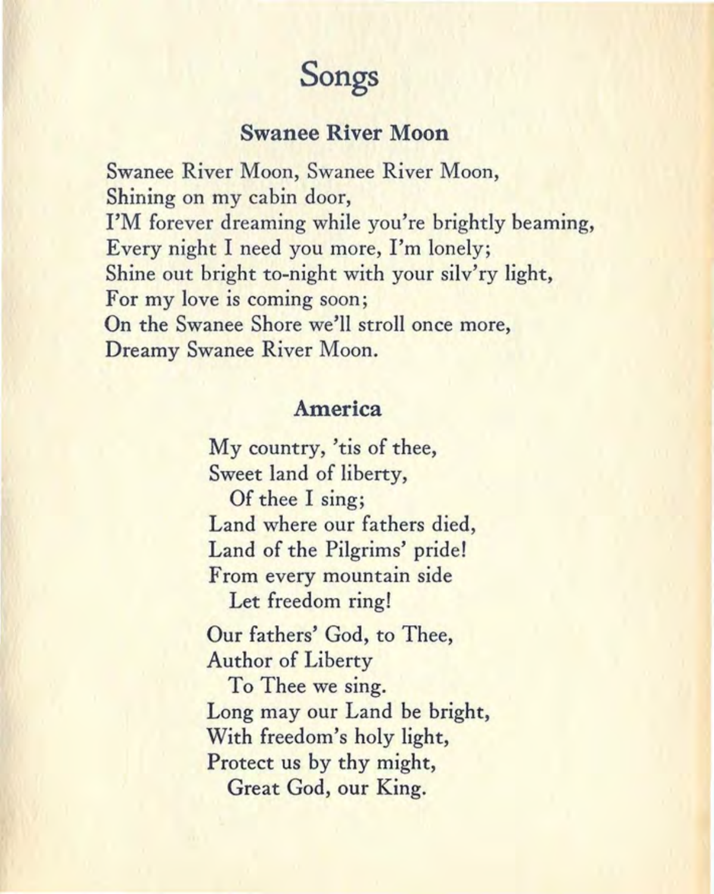# Songs

## Swanee River Moon

Swanee River Moon, Swanee River Moon,
Shining on my cabin door,
I'M forever dreaming while you're brightly beaming,
Every night I need you more, I'm lonely;
Shine out bright to-night with your silv'ry light,
For my love is coming soon;
On the Swanee Shore we'll stroll once more,
Dreamy Swanee River Moon.

## America

My country, 'tis of thee,
Sweet land of liberty,
Of thee I sing;
Land where our fathers died,
Land of the Pilgrims' pride!
From every mountain side
Let freedom ring!

Our fathers' God, to Thee,
Author of Liberty
To Thee we sing.
Long may our Land be bright,
With freedom's holy light,
Protect us by thy might,
Great God, our King.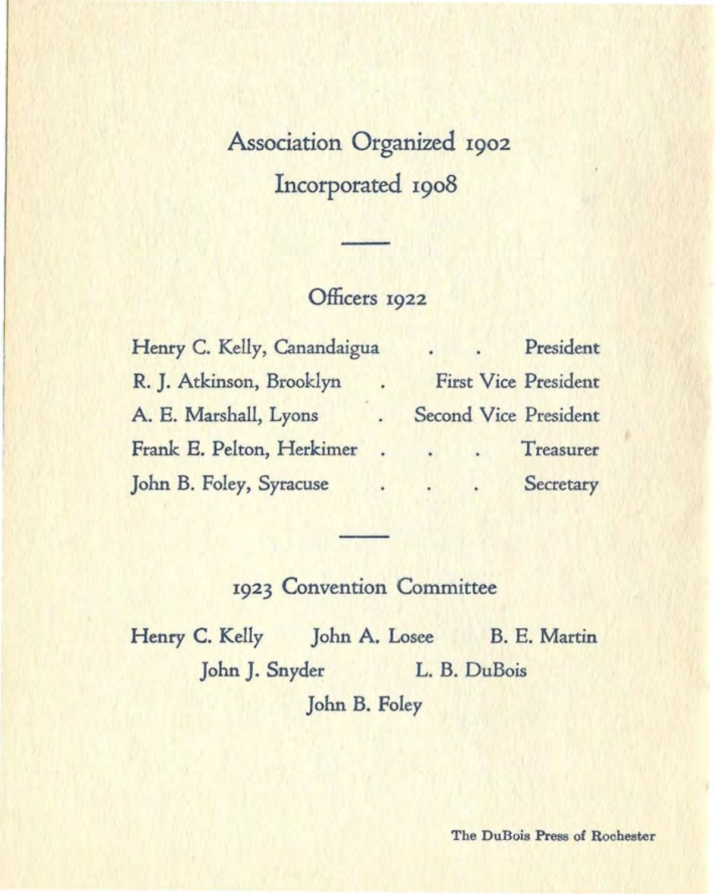Association Organized 1902

Incorporated 1908

---

## Officers 1922

| | |
|---|---|
| Henry C. Kelly, Canandaigua | President |
| R. J. Atkinson, Brooklyn | First Vice President |
| A. E. Marshall, Lyons | Second Vice President |
| Frank E. Pelton, Herkimer | Treasurer |
| John B. Foley, Syracuse | Secretary |

---

## 1923 Convention Committee

Henry C. Kelly John A. Losee B. E. Martin

John J. Snyder L. B. DuBois

John B. Foley

**The DuBois Press of Rochester**